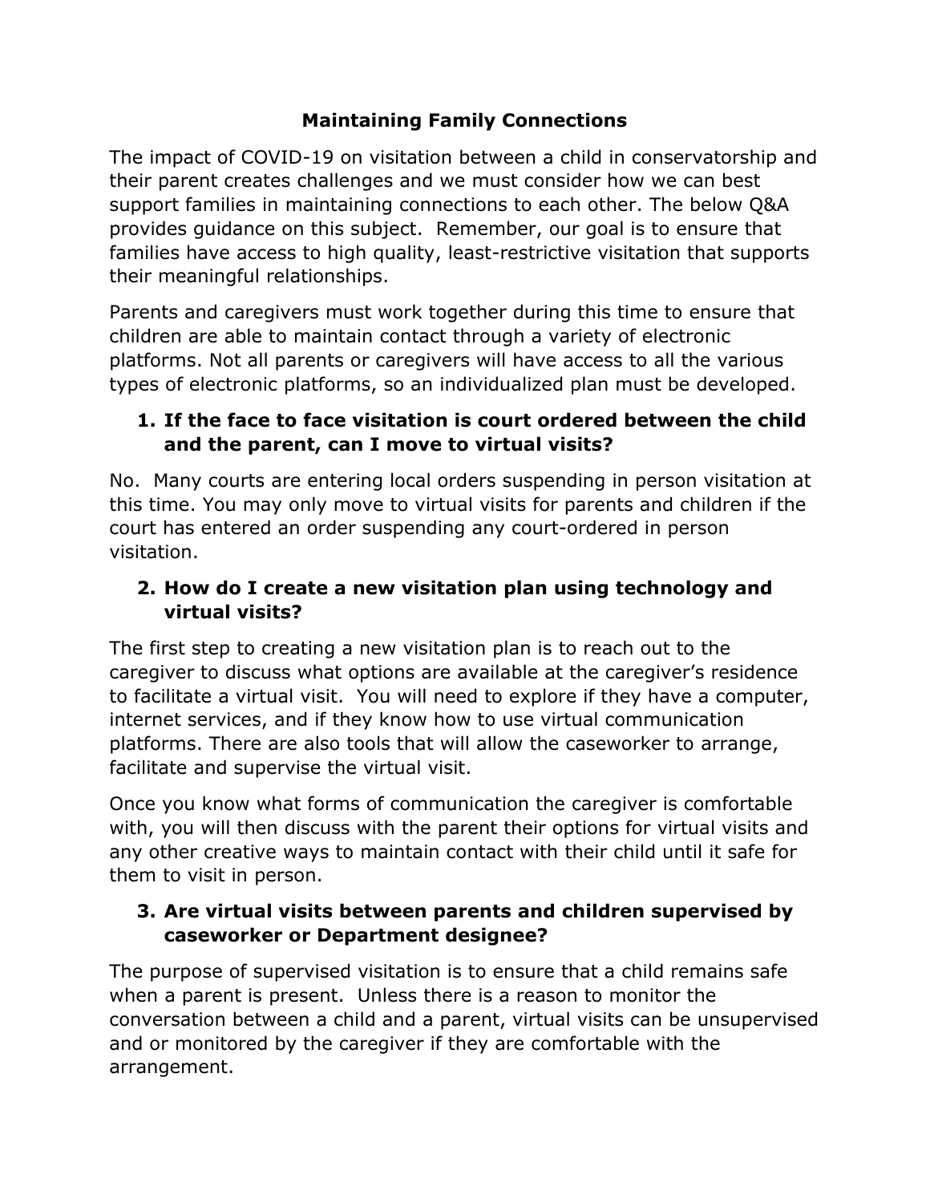# Maintaining Family Connections

The impact of COVID-19 on visitation between a child in conservatorship and their parent creates challenges and we must consider how we can best support families in maintaining connections to each other. The below Q&A provides guidance on this subject. Remember, our goal is to ensure that families have access to high quality, least-restrictive visitation that supports their meaningful relationships.

Parents and caregivers must work together during this time to ensure that children are able to maintain contact through a variety of electronic platforms. Not all parents or caregivers will have access to all the various types of electronic platforms, so an individualized plan must be developed.

### 1. If the face to face visitation is court ordered between the child and the parent, can I move to virtual visits?

No. Many courts are entering local orders suspending in person visitation at this time. You may only move to virtual visits for parents and children if the court has entered an order suspending any court-ordered in person visitation.

### 2. How do I create a new visitation plan using technology and virtual visits?

The first step to creating a new visitation plan is to reach out to the caregiver to discuss what options are available at the caregiver's residence to facilitate a virtual visit. You will need to explore if they have a computer, internet services, and if they know how to use virtual communication platforms. There are also tools that will allow the caseworker to arrange, facilitate and supervise the virtual visit.

Once you know what forms of communication the caregiver is comfortable with, you will then discuss with the parent their options for virtual visits and any other creative ways to maintain contact with their child until it safe for them to visit in person.

### 3. Are virtual visits between parents and children supervised by caseworker or Department designee?

The purpose of supervised visitation is to ensure that a child remains safe when a parent is present. Unless there is a reason to monitor the conversation between a child and a parent, virtual visits can be unsupervised and or monitored by the caregiver if they are comfortable with the arrangement.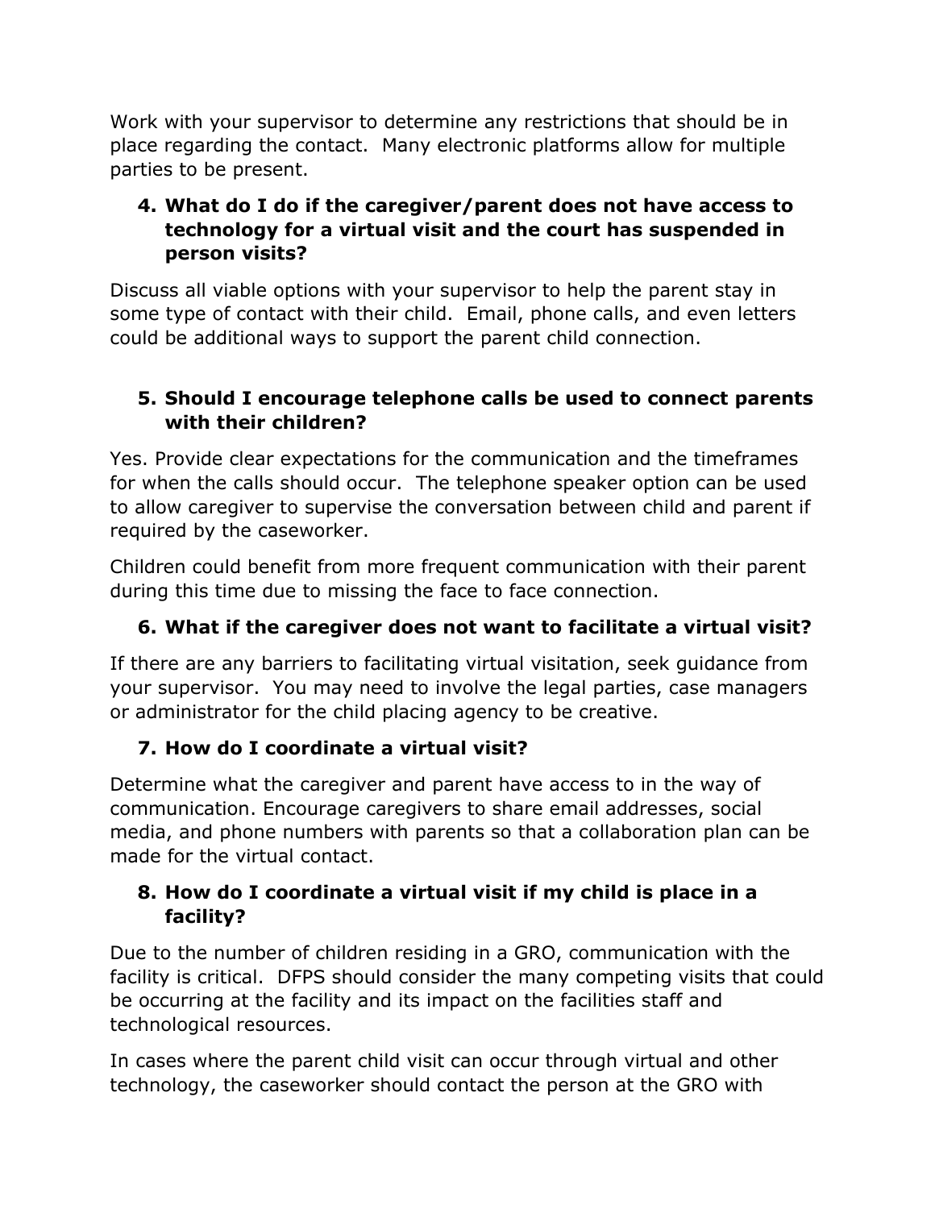Work with your supervisor to determine any restrictions that should be in place regarding the contact. Many electronic platforms allow for multiple parties to be present.

4. **What do I do if the caregiver/parent does not have access to technology for a virtual visit and the court has suspended in person visits?**

Discuss all viable options with your supervisor to help the parent stay in some type of contact with their child. Email, phone calls, and even letters could be additional ways to support the parent child connection.

5. **Should I encourage telephone calls be used to connect parents with their children?**

Yes. Provide clear expectations for the communication and the timeframes for when the calls should occur. The telephone speaker option can be used to allow caregiver to supervise the conversation between child and parent if required by the caseworker.

Children could benefit from more frequent communication with their parent during this time due to missing the face to face connection.

6. **What if the caregiver does not want to facilitate a virtual visit?**

If there are any barriers to facilitating virtual visitation, seek guidance from your supervisor. You may need to involve the legal parties, case managers or administrator for the child placing agency to be creative.

7. **How do I coordinate a virtual visit?**

Determine what the caregiver and parent have access to in the way of communication. Encourage caregivers to share email addresses, social media, and phone numbers with parents so that a collaboration plan can be made for the virtual contact.

8. **How do I coordinate a virtual visit if my child is place in a facility?**

Due to the number of children residing in a GRO, communication with the facility is critical. DFPS should consider the many competing visits that could be occurring at the facility and its impact on the facilities staff and technological resources.

In cases where the parent child visit can occur through virtual and other technology, the caseworker should contact the person at the GRO with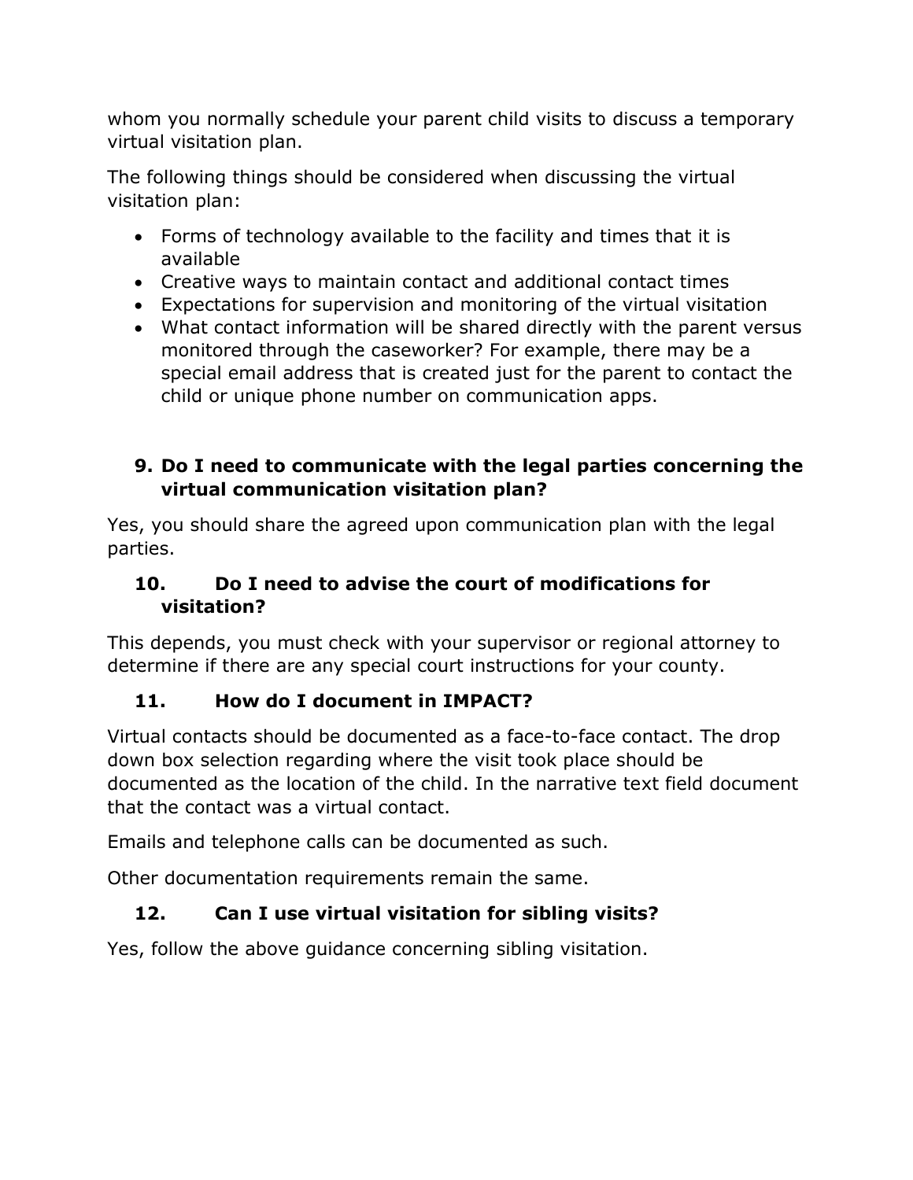whom you normally schedule your parent child visits to discuss a temporary virtual visitation plan.

The following things should be considered when discussing the virtual visitation plan:

- Forms of technology available to the facility and times that it is available
- Creative ways to maintain contact and additional contact times
- Expectations for supervision and monitoring of the virtual visitation
- What contact information will be shared directly with the parent versus monitored through the caseworker? For example, there may be a special email address that is created just for the parent to contact the child or unique phone number on communication apps.

### 9. Do I need to communicate with the legal parties concerning the virtual communication visitation plan?

Yes, you should share the agreed upon communication plan with the legal parties.

### 10. Do I need to advise the court of modifications for visitation?

This depends, you must check with your supervisor or regional attorney to determine if there are any special court instructions for your county.

### 11. How do I document in IMPACT?

Virtual contacts should be documented as a face-to-face contact. The drop down box selection regarding where the visit took place should be documented as the location of the child. In the narrative text field document that the contact was a virtual contact.

Emails and telephone calls can be documented as such.

Other documentation requirements remain the same.

### 12. Can I use virtual visitation for sibling visits?

Yes, follow the above guidance concerning sibling visitation.